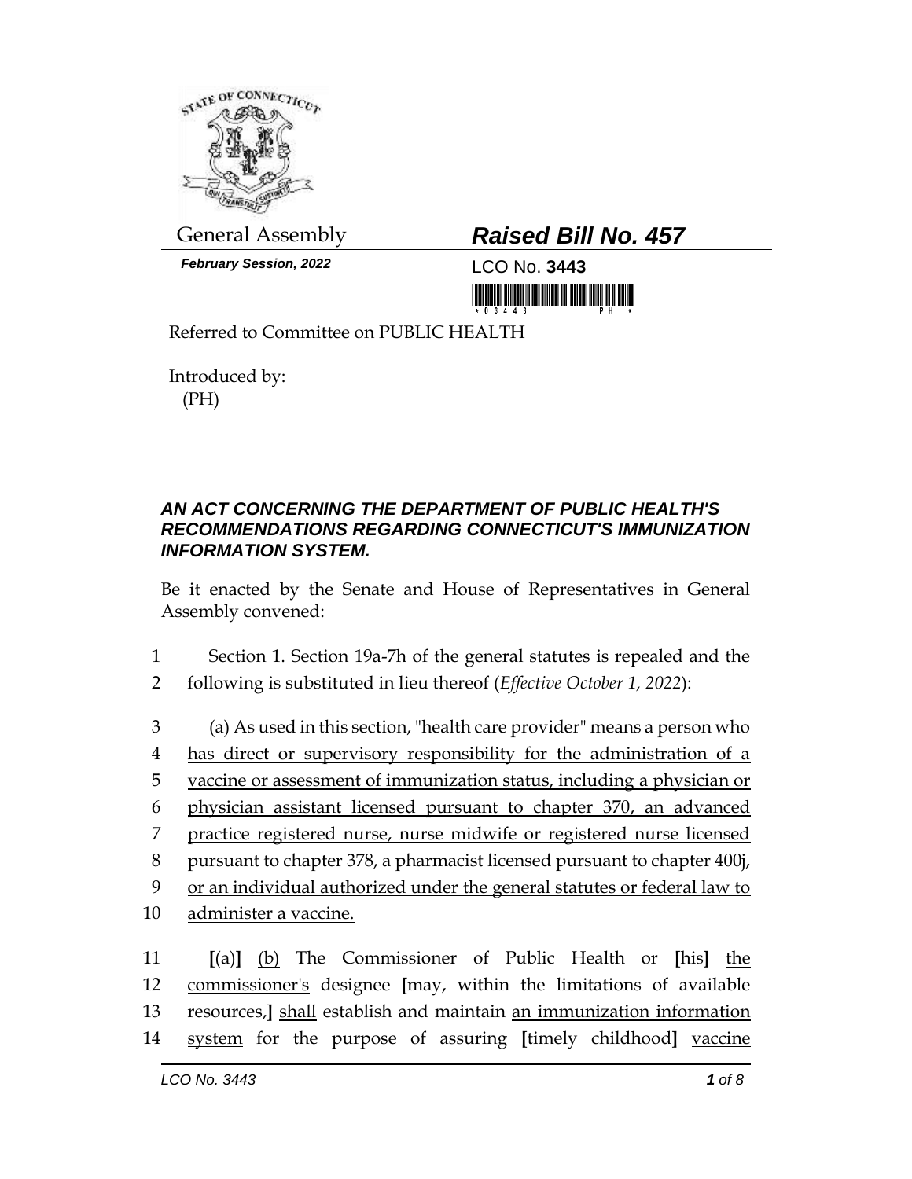General Assembly

***February Session, 2022***

# ***Raised Bill No. 457***

LCO No. **3443**

Referred to Committee on PUBLIC HEALTH

Introduced by:
(PH)

## ***AN ACT CONCERNING THE DEPARTMENT OF PUBLIC HEALTH'S RECOMMENDATIONS REGARDING CONNECTICUT'S IMMUNIZATION INFORMATION SYSTEM.***

Be it enacted by the Senate and House of Representatives in General Assembly convened:

1 Section 1. Section 19a-7h of the general statutes is repealed and the
2 following is substituted in lieu thereof (*Effective October 1, 2022*):

3 (a) As used in this section, "health care provider" means a person who
4 has direct or supervisory responsibility for the administration of a
5 vaccine or assessment of immunization status, including a physician or
6 physician assistant licensed pursuant to chapter 370, an advanced
7 practice registered nurse, nurse midwife or registered nurse licensed
8 pursuant to chapter 378, a pharmacist licensed pursuant to chapter 400j,
9 or an individual authorized under the general statutes or federal law to
10 administer a vaccine.

11 **[**(a)**]** (b) The Commissioner of Public Health or **[**his**]** the
12 commissioner's designee **[**may, within the limitations of available
13 resources,**]** shall establish and maintain an immunization information
14 system for the purpose of assuring **[**timely childhood**]** vaccine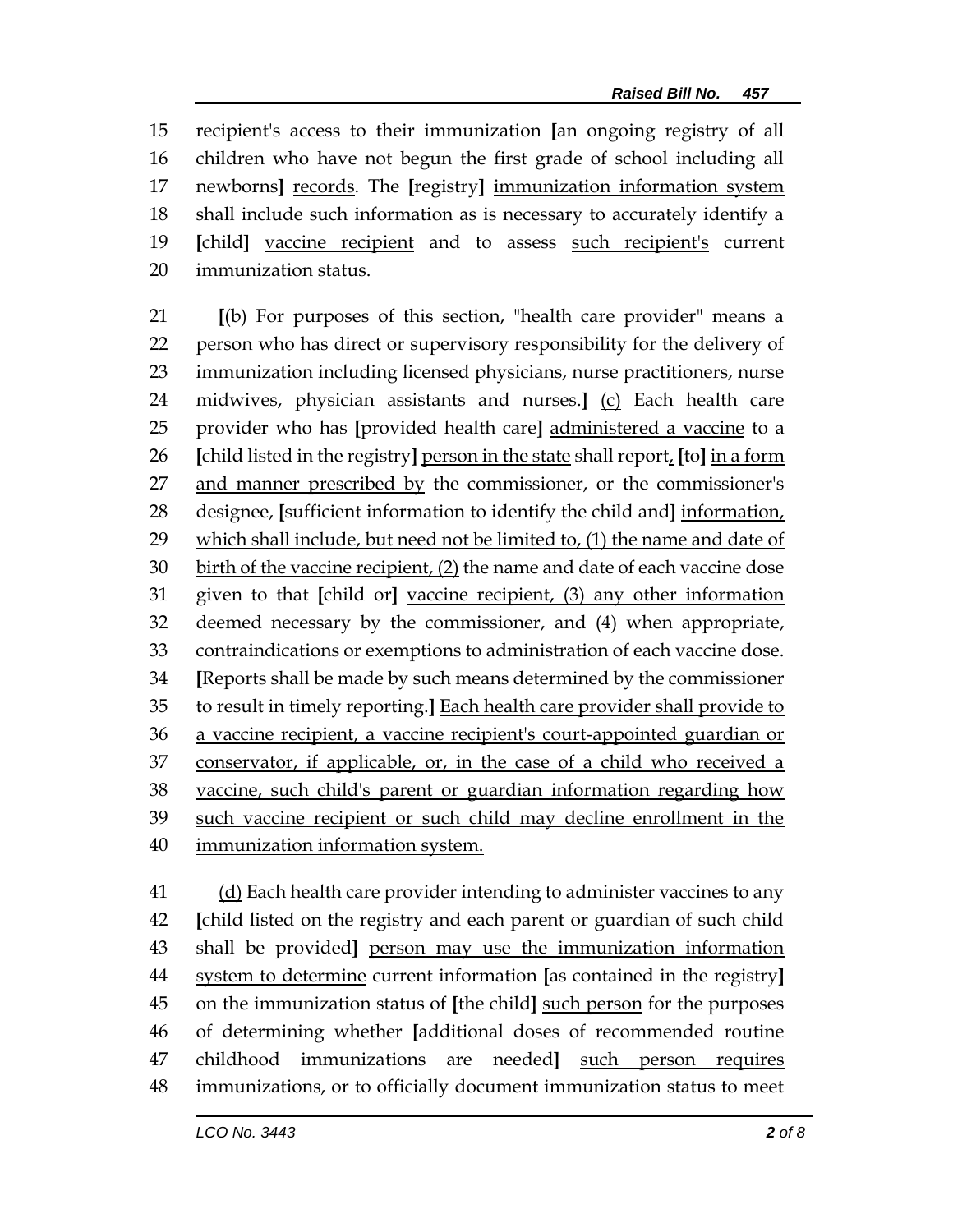15 recipient's access to their immunization [an ongoing registry of all
16 children who have not begun the first grade of school including all
17 newborns] records. The [registry] immunization information system
18 shall include such information as is necessary to accurately identify a
19 [child] vaccine recipient and to assess such recipient's current
20 immunization status.

21 [(b) For purposes of this section, "health care provider" means a
22 person who has direct or supervisory responsibility for the delivery of
23 immunization including licensed physicians, nurse practitioners, nurse
24 midwives, physician assistants and nurses.] (c) Each health care
25 provider who has [provided health care] administered a vaccine to a
26 [child listed in the registry] person in the state shall report, [to] in a form
27 and manner prescribed by the commissioner, or the commissioner's
28 designee, [sufficient information to identify the child and] information,
29 which shall include, but need not be limited to, (1) the name and date of
30 birth of the vaccine recipient, (2) the name and date of each vaccine dose
31 given to that [child or] vaccine recipient, (3) any other information
32 deemed necessary by the commissioner, and (4) when appropriate,
33 contraindications or exemptions to administration of each vaccine dose.
34 [Reports shall be made by such means determined by the commissioner
35 to result in timely reporting.] Each health care provider shall provide to
36 a vaccine recipient, a vaccine recipient's court-appointed guardian or
37 conservator, if applicable, or, in the case of a child who received a
38 vaccine, such child's parent or guardian information regarding how
39 such vaccine recipient or such child may decline enrollment in the
40 immunization information system.

41 (d) Each health care provider intending to administer vaccines to any
42 [child listed on the registry and each parent or guardian of such child
43 shall be provided] person may use the immunization information
44 system to determine current information [as contained in the registry]
45 on the immunization status of [the child] such person for the purposes
46 of determining whether [additional doses of recommended routine
47 childhood immunizations are needed] such person requires
48 immunizations, or to officially document immunization status to meet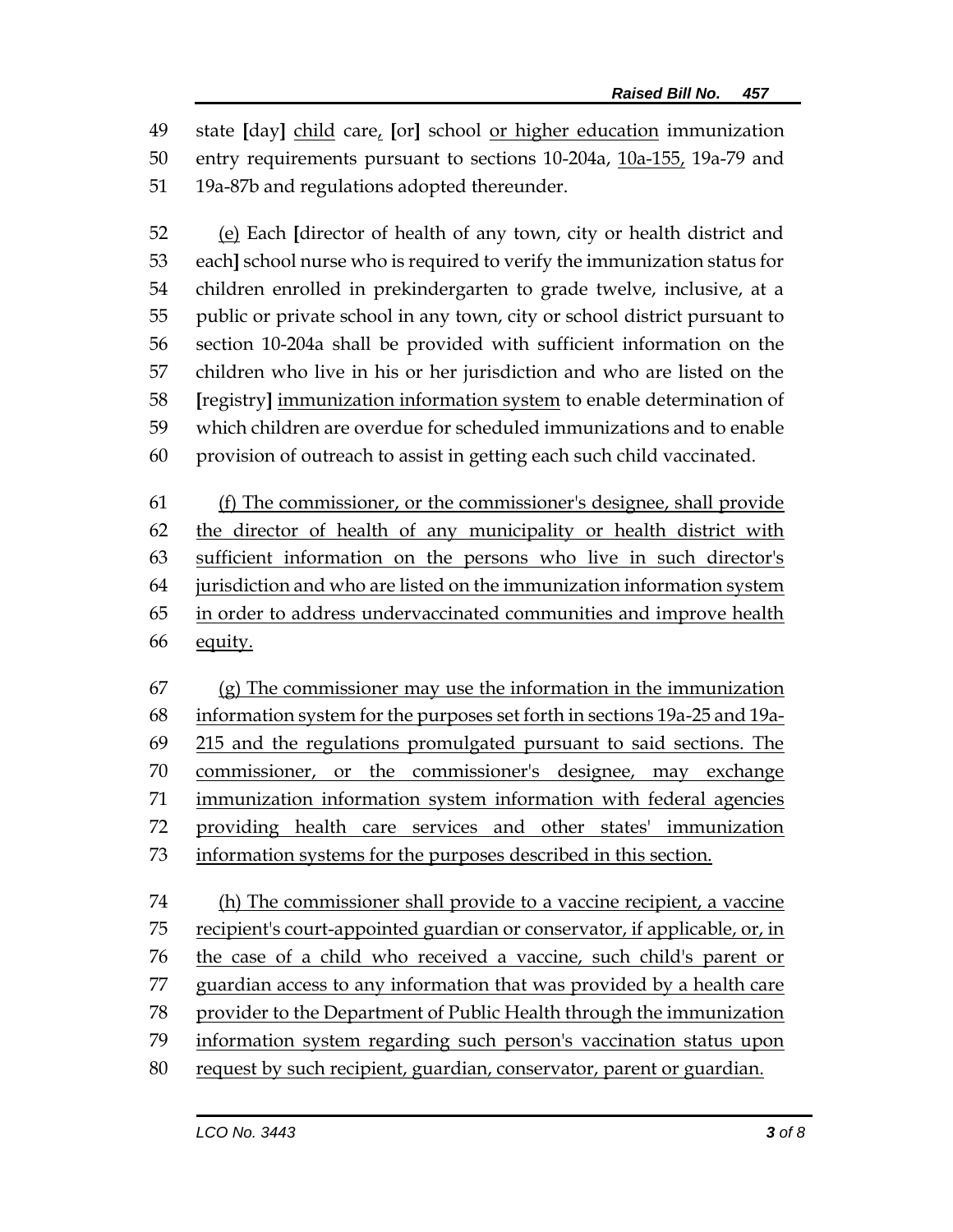49 state [day] <u>child</u> care<u>,</u> [or] school <u>or higher education</u> immunization
50 entry requirements pursuant to sections 10-204a, <u>10a-155,</u> 19a-79 and
51 19a-87b and regulations adopted thereunder.

52 <u>(e)</u> Each [director of health of any town, city or health district and
53 each] school nurse who is required to verify the immunization status for
54 children enrolled in prekindergarten to grade twelve, inclusive, at a
55 public or private school in any town, city or school district pursuant to
56 section 10-204a shall be provided with sufficient information on the
57 children who live in his or her jurisdiction and who are listed on the
58 [registry] <u>immunization information system</u> to enable determination of
59 which children are overdue for scheduled immunizations and to enable
60 provision of outreach to assist in getting each such child vaccinated.

61 <u>(f) The commissioner, or the commissioner's designee, shall provide</u>
62 <u>the director of health of any municipality or health district with</u>
63 <u>sufficient information on the persons who live in such director's</u>
64 <u>jurisdiction and who are listed on the immunization information system</u>
65 <u>in order to address undervaccinated communities and improve health</u>
66 <u>equity.</u>

67 <u>(g) The commissioner may use the information in the immunization</u>
68 <u>information system for the purposes set forth in sections 19a-25 and 19a-</u>
69 <u>215 and the regulations promulgated pursuant to said sections. The</u>
70 <u>commissioner, or the commissioner's designee, may exchange</u>
71 <u>immunization information system information with federal agencies</u>
72 <u>providing health care services and other states' immunization</u>
73 <u>information systems for the purposes described in this section.</u>

74 <u>(h) The commissioner shall provide to a vaccine recipient, a vaccine</u>
75 <u>recipient's court-appointed guardian or conservator, if applicable, or, in</u>
76 <u>the case of a child who received a vaccine, such child's parent or</u>
77 <u>guardian access to any information that was provided by a health care</u>
78 <u>provider to the Department of Public Health through the immunization</u>
79 <u>information system regarding such person's vaccination status upon</u>
80 <u>request by such recipient, guardian, conservator, parent or guardian.</u>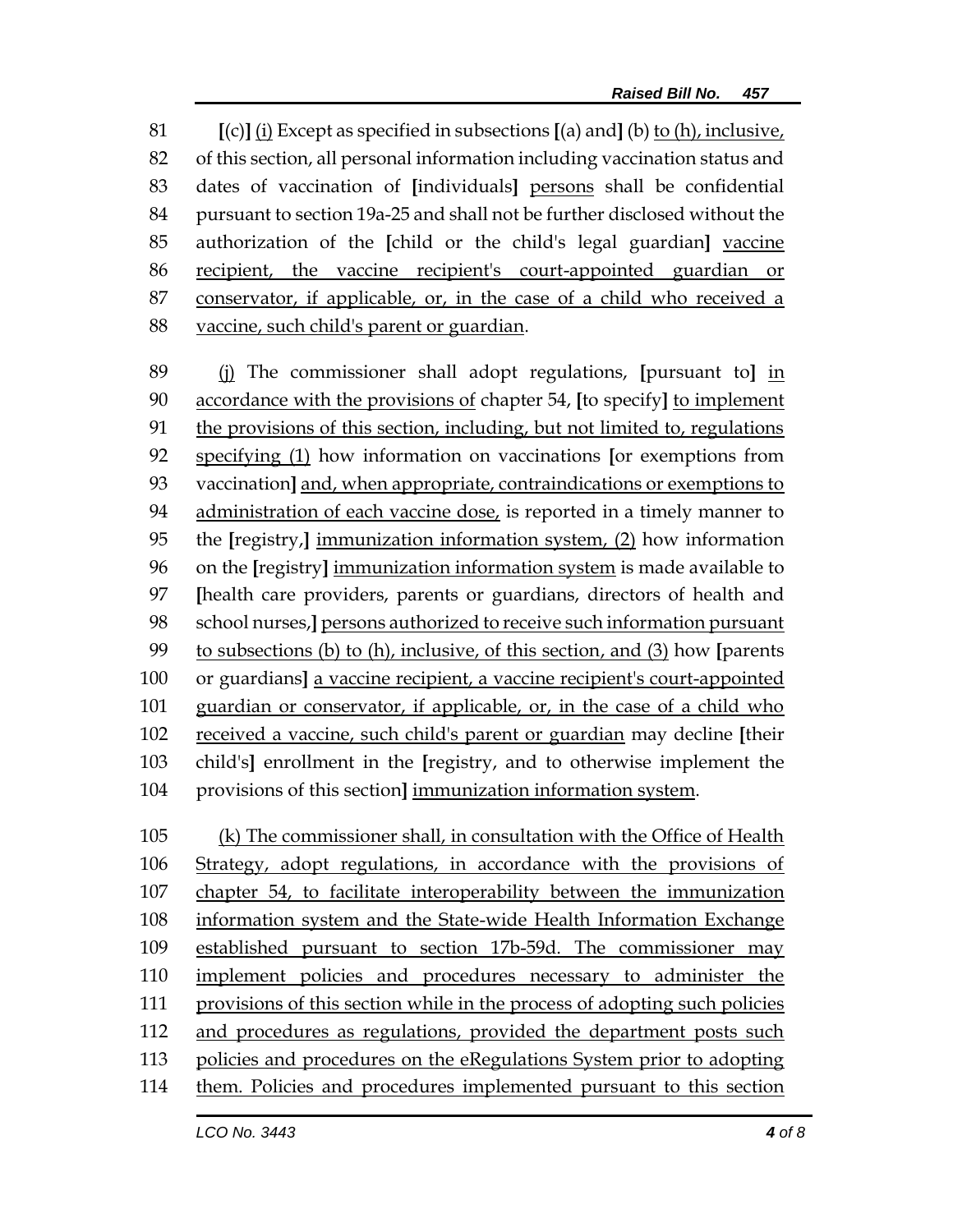[(c)] (i) Except as specified in subsections [(a) and] (b) to (h), inclusive, of this section, all personal information including vaccination status and dates of vaccination of [individuals] persons shall be confidential pursuant to section 19a-25 and shall not be further disclosed without the authorization of the [child or the child's legal guardian] vaccine recipient, the vaccine recipient's court-appointed guardian or conservator, if applicable, or, in the case of a child who received a vaccine, such child's parent or guardian.

(j) The commissioner shall adopt regulations, [pursuant to] in accordance with the provisions of chapter 54, [to specify] to implement the provisions of this section, including, but not limited to, regulations specifying (1) how information on vaccinations [or exemptions from vaccination] and, when appropriate, contraindications or exemptions to administration of each vaccine dose, is reported in a timely manner to the [registry,] immunization information system, (2) how information on the [registry] immunization information system is made available to [health care providers, parents or guardians, directors of health and school nurses,] persons authorized to receive such information pursuant to subsections (b) to (h), inclusive, of this section, and (3) how [parents or guardians] a vaccine recipient, a vaccine recipient's court-appointed guardian or conservator, if applicable, or, in the case of a child who received a vaccine, such child's parent or guardian may decline [their child's] enrollment in the [registry, and to otherwise implement the provisions of this section] immunization information system.

(k) The commissioner shall, in consultation with the Office of Health Strategy, adopt regulations, in accordance with the provisions of chapter 54, to facilitate interoperability between the immunization information system and the State-wide Health Information Exchange established pursuant to section 17b-59d. The commissioner may implement policies and procedures necessary to administer the provisions of this section while in the process of adopting such policies and procedures as regulations, provided the department posts such policies and procedures on the eRegulations System prior to adopting them. Policies and procedures implemented pursuant to this section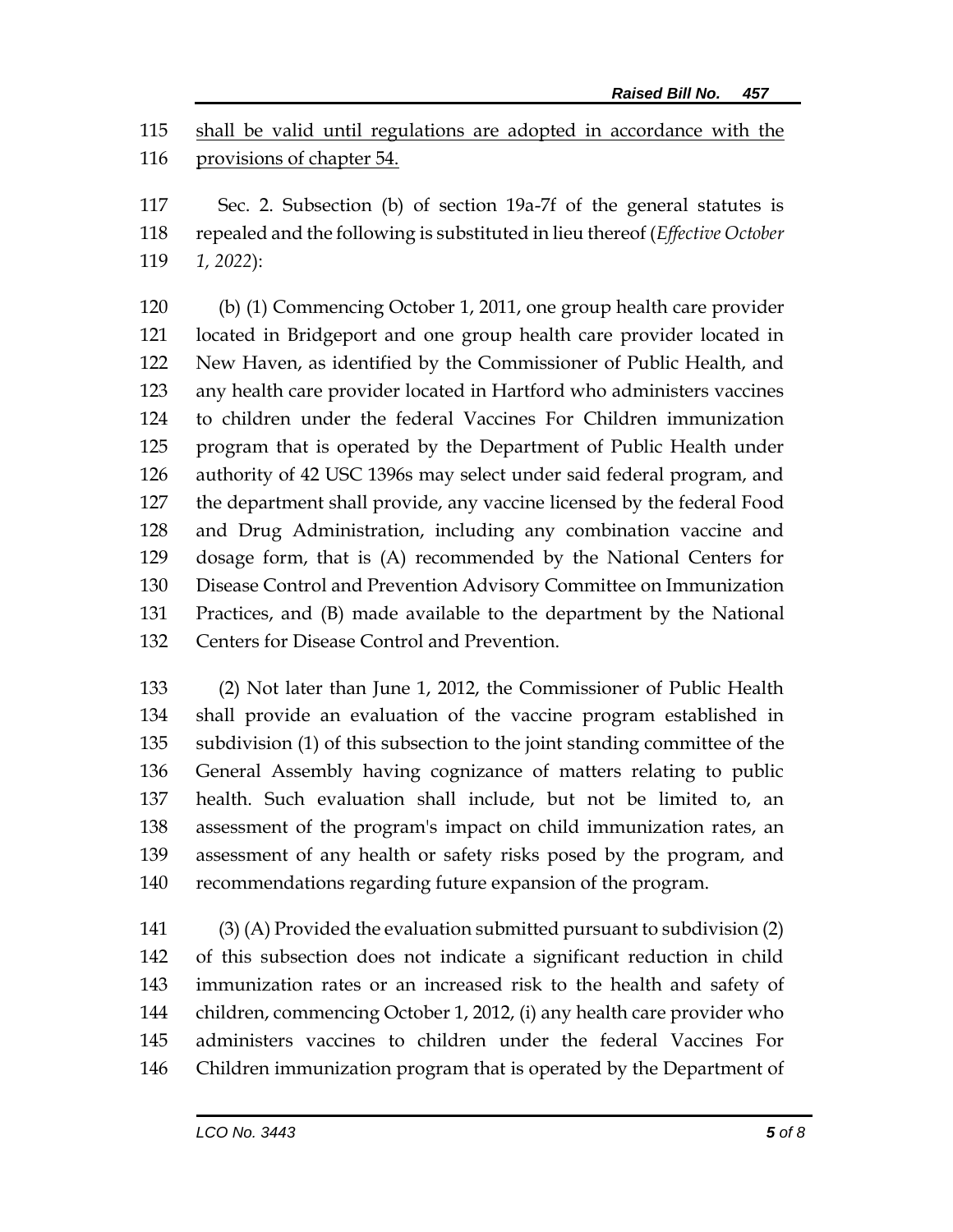<u>shall be valid until regulations are adopted in accordance with the provisions of chapter 54.</u>

Sec. 2. Subsection (b) of section 19a-7f of the general statutes is repealed and the following is substituted in lieu thereof (*Effective October 1, 2022*):

(b) (1) Commencing October 1, 2011, one group health care provider located in Bridgeport and one group health care provider located in New Haven, as identified by the Commissioner of Public Health, and any health care provider located in Hartford who administers vaccines to children under the federal Vaccines For Children immunization program that is operated by the Department of Public Health under authority of 42 USC 1396s may select under said federal program, and the department shall provide, any vaccine licensed by the federal Food and Drug Administration, including any combination vaccine and dosage form, that is (A) recommended by the National Centers for Disease Control and Prevention Advisory Committee on Immunization Practices, and (B) made available to the department by the National Centers for Disease Control and Prevention.

(2) Not later than June 1, 2012, the Commissioner of Public Health shall provide an evaluation of the vaccine program established in subdivision (1) of this subsection to the joint standing committee of the General Assembly having cognizance of matters relating to public health. Such evaluation shall include, but not be limited to, an assessment of the program's impact on child immunization rates, an assessment of any health or safety risks posed by the program, and recommendations regarding future expansion of the program.

(3) (A) Provided the evaluation submitted pursuant to subdivision (2) of this subsection does not indicate a significant reduction in child immunization rates or an increased risk to the health and safety of children, commencing October 1, 2012, (i) any health care provider who administers vaccines to children under the federal Vaccines For Children immunization program that is operated by the Department of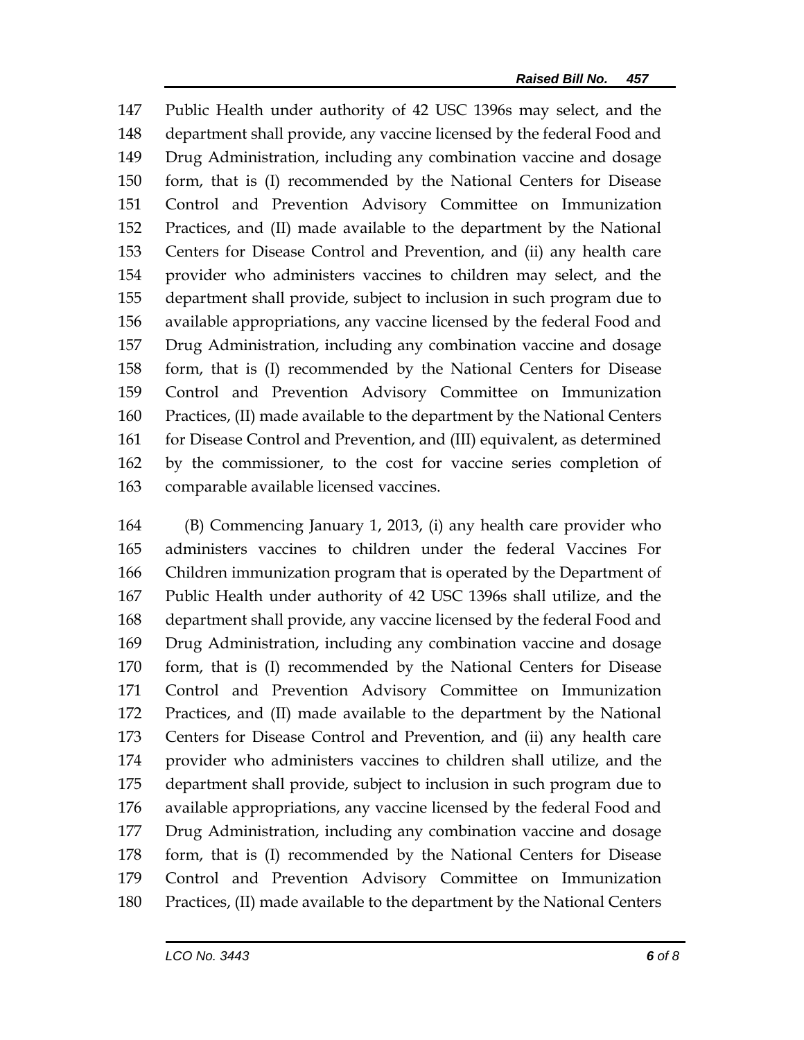147 Public Health under authority of 42 USC 1396s may select, and the
148 department shall provide, any vaccine licensed by the federal Food and
149 Drug Administration, including any combination vaccine and dosage
150 form, that is (I) recommended by the National Centers for Disease
151 Control and Prevention Advisory Committee on Immunization
152 Practices, and (II) made available to the department by the National
153 Centers for Disease Control and Prevention, and (ii) any health care
154 provider who administers vaccines to children may select, and the
155 department shall provide, subject to inclusion in such program due to
156 available appropriations, any vaccine licensed by the federal Food and
157 Drug Administration, including any combination vaccine and dosage
158 form, that is (I) recommended by the National Centers for Disease
159 Control and Prevention Advisory Committee on Immunization
160 Practices, (II) made available to the department by the National Centers
161 for Disease Control and Prevention, and (III) equivalent, as determined
162 by the commissioner, to the cost for vaccine series completion of
163 comparable available licensed vaccines.

164 (B) Commencing January 1, 2013, (i) any health care provider who
165 administers vaccines to children under the federal Vaccines For
166 Children immunization program that is operated by the Department of
167 Public Health under authority of 42 USC 1396s shall utilize, and the
168 department shall provide, any vaccine licensed by the federal Food and
169 Drug Administration, including any combination vaccine and dosage
170 form, that is (I) recommended by the National Centers for Disease
171 Control and Prevention Advisory Committee on Immunization
172 Practices, and (II) made available to the department by the National
173 Centers for Disease Control and Prevention, and (ii) any health care
174 provider who administers vaccines to children shall utilize, and the
175 department shall provide, subject to inclusion in such program due to
176 available appropriations, any vaccine licensed by the federal Food and
177 Drug Administration, including any combination vaccine and dosage
178 form, that is (I) recommended by the National Centers for Disease
179 Control and Prevention Advisory Committee on Immunization
180 Practices, (II) made available to the department by the National Centers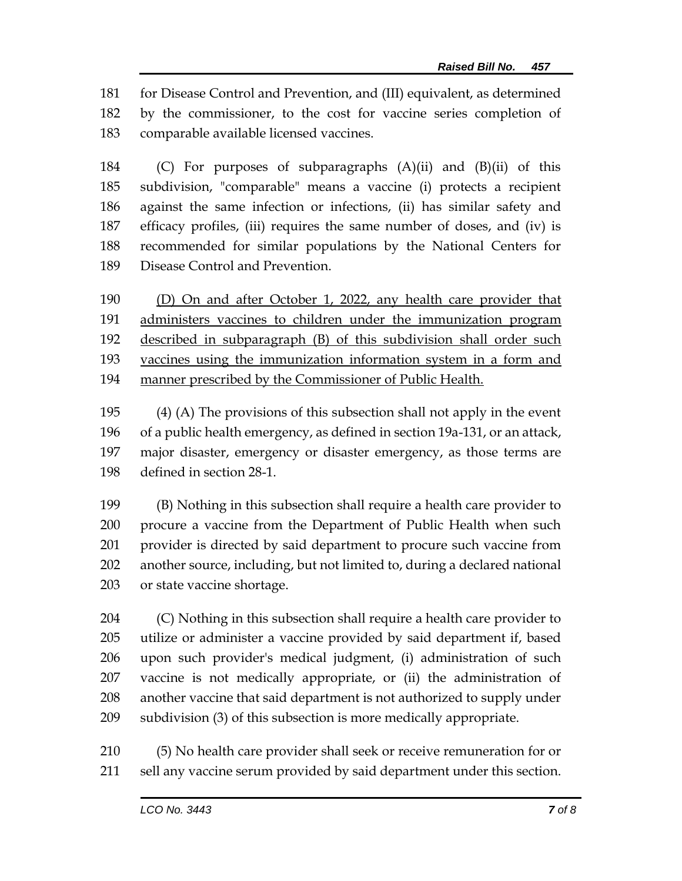for Disease Control and Prevention, and (III) equivalent, as determined by the commissioner, to the cost for vaccine series completion of comparable available licensed vaccines.

(C) For purposes of subparagraphs (A)(ii) and (B)(ii) of this subdivision, "comparable" means a vaccine (i) protects a recipient against the same infection or infections, (ii) has similar safety and efficacy profiles, (iii) requires the same number of doses, and (iv) is recommended for similar populations by the National Centers for Disease Control and Prevention.

<u>(D) On and after October 1, 2022, any health care provider that administers vaccines to children under the immunization program described in subparagraph (B) of this subdivision shall order such vaccines using the immunization information system in a form and manner prescribed by the Commissioner of Public Health.</u>

(4) (A) The provisions of this subsection shall not apply in the event of a public health emergency, as defined in section 19a-131, or an attack, major disaster, emergency or disaster emergency, as those terms are defined in section 28-1.

(B) Nothing in this subsection shall require a health care provider to procure a vaccine from the Department of Public Health when such provider is directed by said department to procure such vaccine from another source, including, but not limited to, during a declared national or state vaccine shortage.

(C) Nothing in this subsection shall require a health care provider to utilize or administer a vaccine provided by said department if, based upon such provider's medical judgment, (i) administration of such vaccine is not medically appropriate, or (ii) the administration of another vaccine that said department is not authorized to supply under subdivision (3) of this subsection is more medically appropriate.

(5) No health care provider shall seek or receive remuneration for or sell any vaccine serum provided by said department under this section.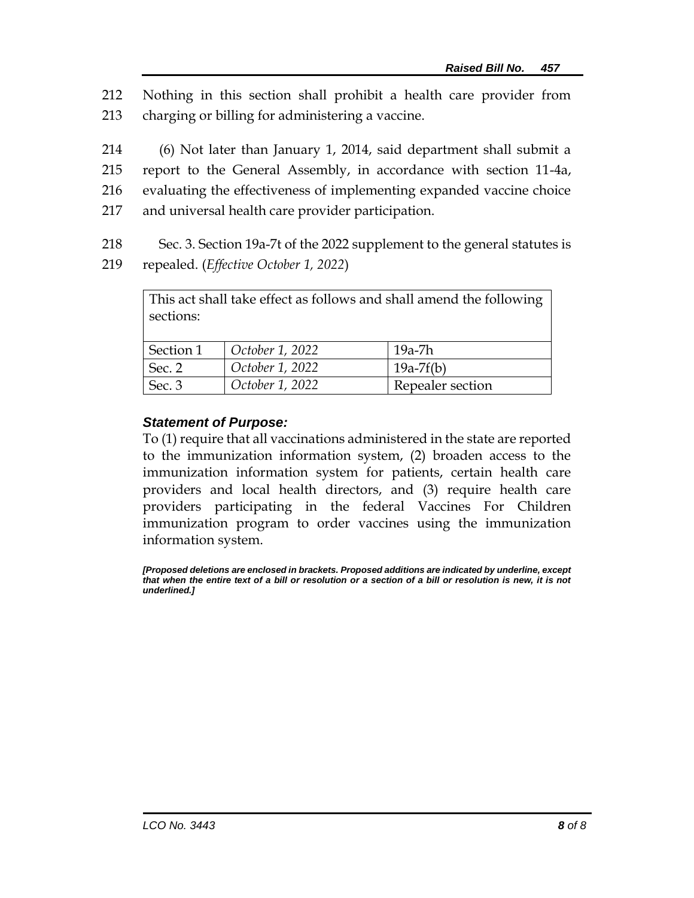212 Nothing in this section shall prohibit a health care provider from
213 charging or billing for administering a vaccine.

214 (6) Not later than January 1, 2014, said department shall submit a
215 report to the General Assembly, in accordance with section 11-4a,
216 evaluating the effectiveness of implementing expanded vaccine choice
217 and universal health care provider participation.

218 Sec. 3. Section 19a-7t of the 2022 supplement to the general statutes is
219 repealed. (*Effective October 1, 2022*)

| This act shall take effect as follows and shall amend the following sections: | | |
|---|---|---|
| Section 1 | *October 1, 2022* | 19a-7h |
| Sec. 2 | *October 1, 2022* | 19a-7f(b) |
| Sec. 3 | *October 1, 2022* | Repealer section |

### *Statement of Purpose:*

To (1) require that all vaccinations administered in the state are reported to the immunization information system, (2) broaden access to the immunization information system for patients, certain health care providers and local health directors, and (3) require health care providers participating in the federal Vaccines For Children immunization program to order vaccines using the immunization information system.

***[Proposed deletions are enclosed in brackets. Proposed additions are indicated by underline, except that when the entire text of a bill or resolution or a section of a bill or resolution is new, it is not underlined.]***